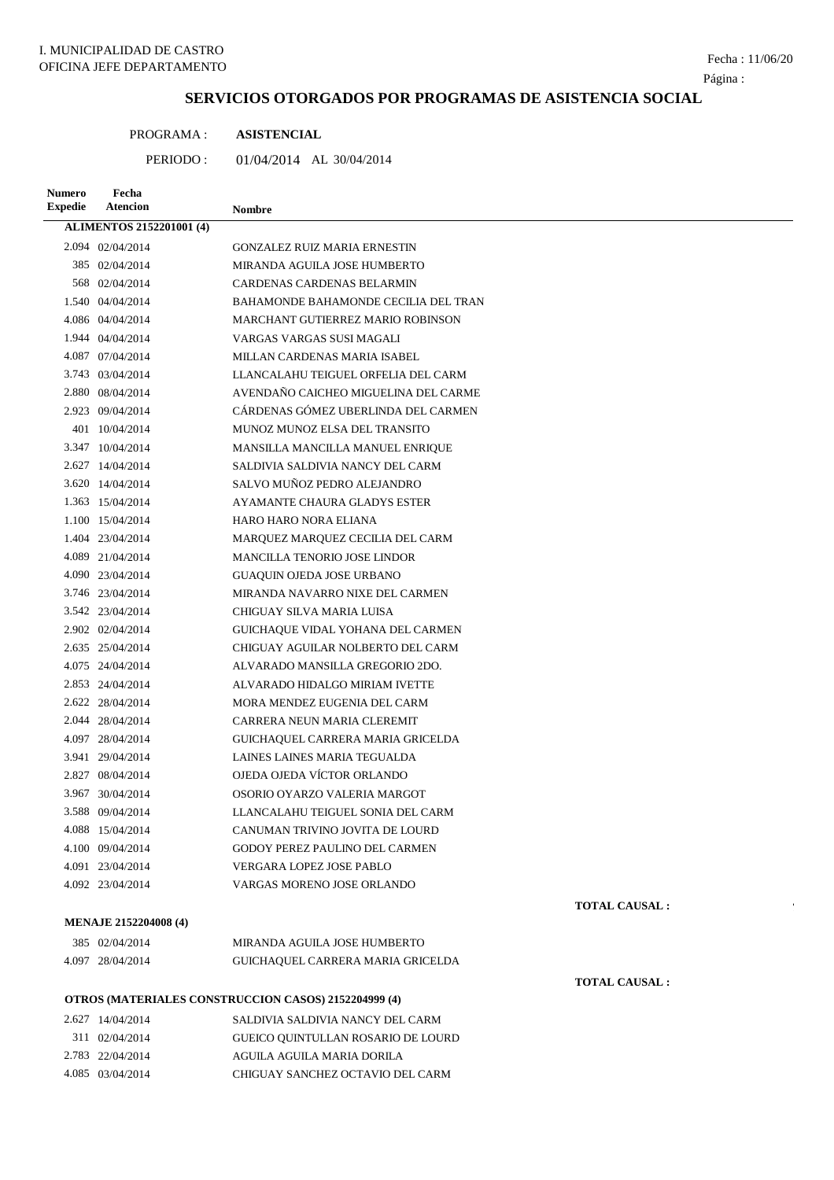I. MUNICIPALIDAD DE CASTRO
OFICINA JEFE DEPARTAMENTO

Fecha : 11/06/20

Página :

# SERVICIOS OTORGADOS POR PROGRAMAS DE ASISTENCIA SOCIAL

PROGRAMA : **ASISTENCIAL**

PERIODO : 01/04/2014 AL 30/04/2014

| Numero Expedie | Fecha Atencion | Nombre |
|---|---|---|
| **ALIMENTOS 2152201001 (4)** | | |
| 2.094 | 02/04/2014 | GONZALEZ RUIZ MARIA ERNESTIN |
| 385 | 02/04/2014 | MIRANDA AGUILA JOSE HUMBERTO |
| 568 | 02/04/2014 | CARDENAS CARDENAS BELARMIN |
| 1.540 | 04/04/2014 | BAHAMONDE BAHAMONDE CECILIA DEL TRAN |
| 4.086 | 04/04/2014 | MARCHANT GUTIERREZ MARIO ROBINSON |
| 1.944 | 04/04/2014 | VARGAS VARGAS SUSI MAGALI |
| 4.087 | 07/04/2014 | MILLAN CARDENAS MARIA ISABEL |
| 3.743 | 03/04/2014 | LLANCALAHU TEIGUEL ORFELIA DEL CARM |
| 2.880 | 08/04/2014 | AVENDAÑO CAICHEO MIGUELINA DEL CARME |
| 2.923 | 09/04/2014 | CÁRDENAS GÓMEZ UBERLINDA DEL CARMEN |
| 401 | 10/04/2014 | MUNOZ MUNOZ ELSA DEL TRANSITO |
| 3.347 | 10/04/2014 | MANSILLA MANCILLA MANUEL ENRIQUE |
| 2.627 | 14/04/2014 | SALDIVIA SALDIVIA NANCY DEL CARM |
| 3.620 | 14/04/2014 | SALVO MUÑOZ PEDRO ALEJANDRO |
| 1.363 | 15/04/2014 | AYAMANTE CHAURA GLADYS ESTER |
| 1.100 | 15/04/2014 | HARO HARO NORA ELIANA |
| 1.404 | 23/04/2014 | MARQUEZ MARQUEZ CECILIA DEL CARM |
| 4.089 | 21/04/2014 | MANCILLA TENORIO JOSE LINDOR |
| 4.090 | 23/04/2014 | GUAQUIN OJEDA JOSE URBANO |
| 3.746 | 23/04/2014 | MIRANDA NAVARRO NIXE DEL CARMEN |
| 3.542 | 23/04/2014 | CHIGUAY SILVA MARIA LUISA |
| 2.902 | 02/04/2014 | GUICHAQUE VIDAL YOHANA DEL CARMEN |
| 2.635 | 25/04/2014 | CHIGUAY AGUILAR NOLBERTO DEL CARM |
| 4.075 | 24/04/2014 | ALVARADO MANSILLA GREGORIO 2DO. |
| 2.853 | 24/04/2014 | ALVARADO HIDALGO MIRIAM IVETTE |
| 2.622 | 28/04/2014 | MORA MENDEZ EUGENIA DEL CARM |
| 2.044 | 28/04/2014 | CARRERA NEUN MARIA CLEREMIT |
| 4.097 | 28/04/2014 | GUICHAQUEL CARRERA MARIA GRICELDA |
| 3.941 | 29/04/2014 | LAINES LAINES MARIA TEGUALDA |
| 2.827 | 08/04/2014 | OJEDA OJEDA VÍCTOR ORLANDO |
| 3.967 | 30/04/2014 | OSORIO OYARZO VALERIA MARGOT |
| 3.588 | 09/04/2014 | LLANCALAHU TEIGUEL SONIA DEL CARM |
| 4.088 | 15/04/2014 | CANUMAN TRIVINO JOVITA DE LOURD |
| 4.100 | 09/04/2014 | GODOY PEREZ PAULINO DEL CARMEN |
| 4.091 | 23/04/2014 | VERGARA LOPEZ JOSE PABLO |
| 4.092 | 23/04/2014 | VARGAS MORENO JOSE ORLANDO |
| | | **TOTAL CAUSAL :** |
| **MENAJE 2152204008 (4)** | | |
| 385 | 02/04/2014 | MIRANDA AGUILA JOSE HUMBERTO |
| 4.097 | 28/04/2014 | GUICHAQUEL CARRERA MARIA GRICELDA |
| | | **TOTAL CAUSAL :** |
| **OTROS (MATERIALES CONSTRUCCION CASOS) 2152204999 (4)** | | |
| 2.627 | 14/04/2014 | SALDIVIA SALDIVIA NANCY DEL CARM |
| 311 | 02/04/2014 | GUEICO QUINTULLAN ROSARIO DE LOURD |
| 2.783 | 22/04/2014 | AGUILA AGUILA MARIA DORILA |
| 4.085 | 03/04/2014 | CHIGUAY SANCHEZ OCTAVIO DEL CARM |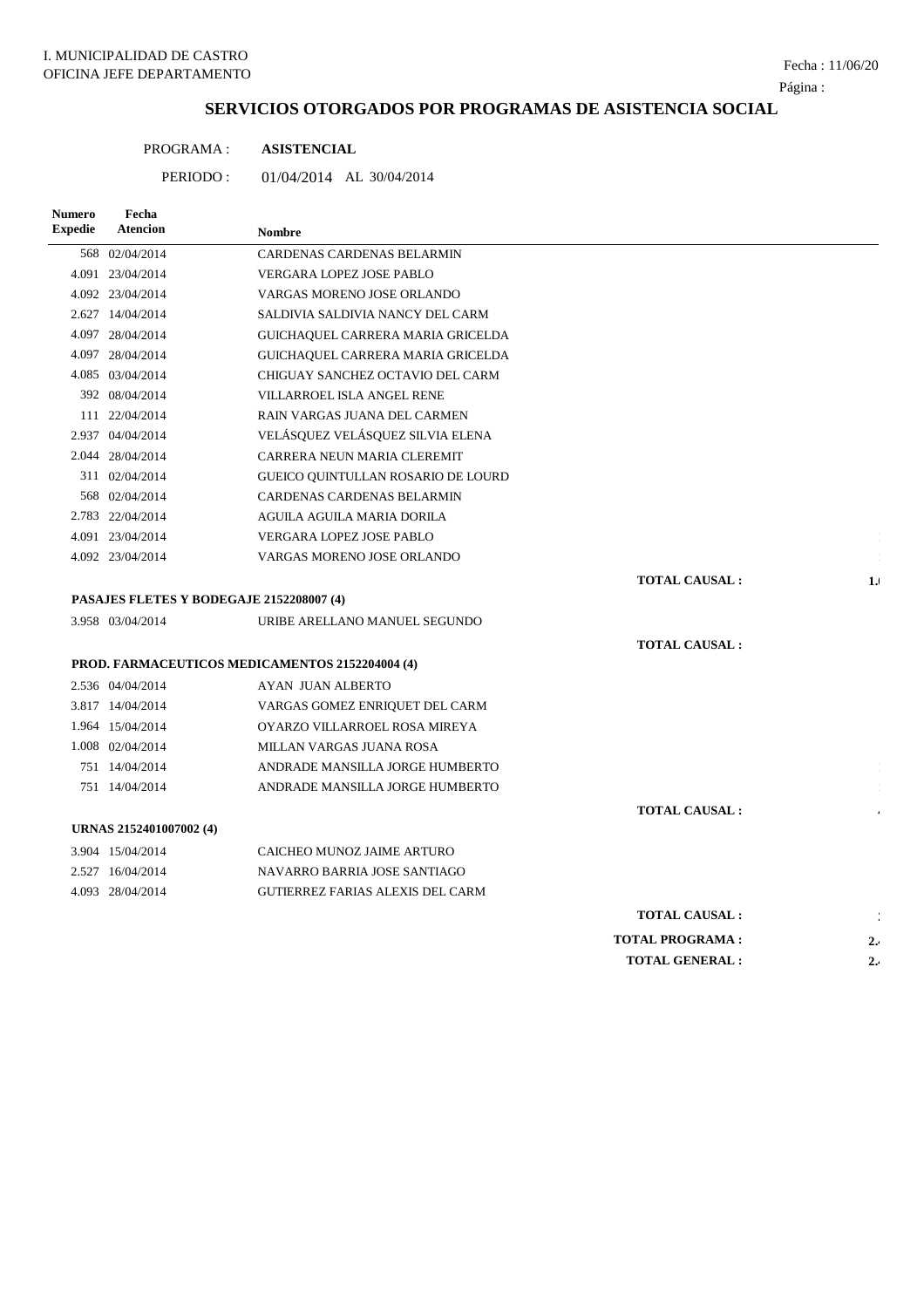I. MUNICIPALIDAD DE CASTRO
OFICINA JEFE DEPARTAMENTO

Fecha : 11/06/20

Página :

# SERVICIOS OTORGADOS POR PROGRAMAS DE ASISTENCIA SOCIAL

PROGRAMA : **ASISTENCIAL**

PERIODO : 01/04/2014 AL 30/04/2014

| Numero Expedie | Fecha Atencion | Nombre | | |
|---|---|---|---|---|
| 568 | 02/04/2014 | CARDENAS CARDENAS BELARMIN | | |
| 4.091 | 23/04/2014 | VERGARA LOPEZ JOSE PABLO | | |
| 4.092 | 23/04/2014 | VARGAS MORENO JOSE ORLANDO | | |
| 2.627 | 14/04/2014 | SALDIVIA SALDIVIA NANCY DEL CARM | | |
| 4.097 | 28/04/2014 | GUICHAQUEL CARRERA MARIA GRICELDA | | |
| 4.097 | 28/04/2014 | GUICHAQUEL CARRERA MARIA GRICELDA | | |
| 4.085 | 03/04/2014 | CHIGUAY SANCHEZ OCTAVIO DEL CARM | | |
| 392 | 08/04/2014 | VILLARROEL ISLA ANGEL RENE | | |
| 111 | 22/04/2014 | RAIN VARGAS JUANA DEL CARMEN | | |
| 2.937 | 04/04/2014 | VELÁSQUEZ VELÁSQUEZ SILVIA ELENA | | |
| 2.044 | 28/04/2014 | CARRERA NEUN MARIA CLEREMIT | | |
| 311 | 02/04/2014 | GUEICO QUINTULLAN ROSARIO DE LOURD | | |
| 568 | 02/04/2014 | CARDENAS CARDENAS BELARMIN | | |
| 2.783 | 22/04/2014 | AGUILA AGUILA MARIA DORILA | | |
| 4.091 | 23/04/2014 | VERGARA LOPEZ JOSE PABLO | | |
| 4.092 | 23/04/2014 | VARGAS MORENO JOSE ORLANDO | | |
| | | | **TOTAL CAUSAL :** | **1.** |
| **PASAJES FLETES Y BODEGAJE 2152208007 (4)** | | | | |
| 3.958 | 03/04/2014 | URIBE ARELLANO MANUEL SEGUNDO | | |
| | | | **TOTAL CAUSAL :** | |
| **PROD. FARMACEUTICOS MEDICAMENTOS 2152204004 (4)** | | | | |
| 2.536 | 04/04/2014 | AYAN JUAN ALBERTO | | |
| 3.817 | 14/04/2014 | VARGAS GOMEZ ENRIQUET DEL CARM | | |
| 1.964 | 15/04/2014 | OYARZO VILLARROEL ROSA MIREYA | | |
| 1.008 | 02/04/2014 | MILLAN VARGAS JUANA ROSA | | |
| 751 | 14/04/2014 | ANDRADE MANSILLA JORGE HUMBERTO | | |
| 751 | 14/04/2014 | ANDRADE MANSILLA JORGE HUMBERTO | | |
| | | | **TOTAL CAUSAL :** | |
| **URNAS 2152401007002 (4)** | | | | |
| 3.904 | 15/04/2014 | CAICHEO MUNOZ JAIME ARTURO | | |
| 2.527 | 16/04/2014 | NAVARRO BARRIA JOSE SANTIAGO | | |
| 4.093 | 28/04/2014 | GUTIERREZ FARIAS ALEXIS DEL CARM | | |
| | | | **TOTAL CAUSAL :** | |
| | | | **TOTAL PROGRAMA :** | **2.** |
| | | | **TOTAL GENERAL :** | **2.** |